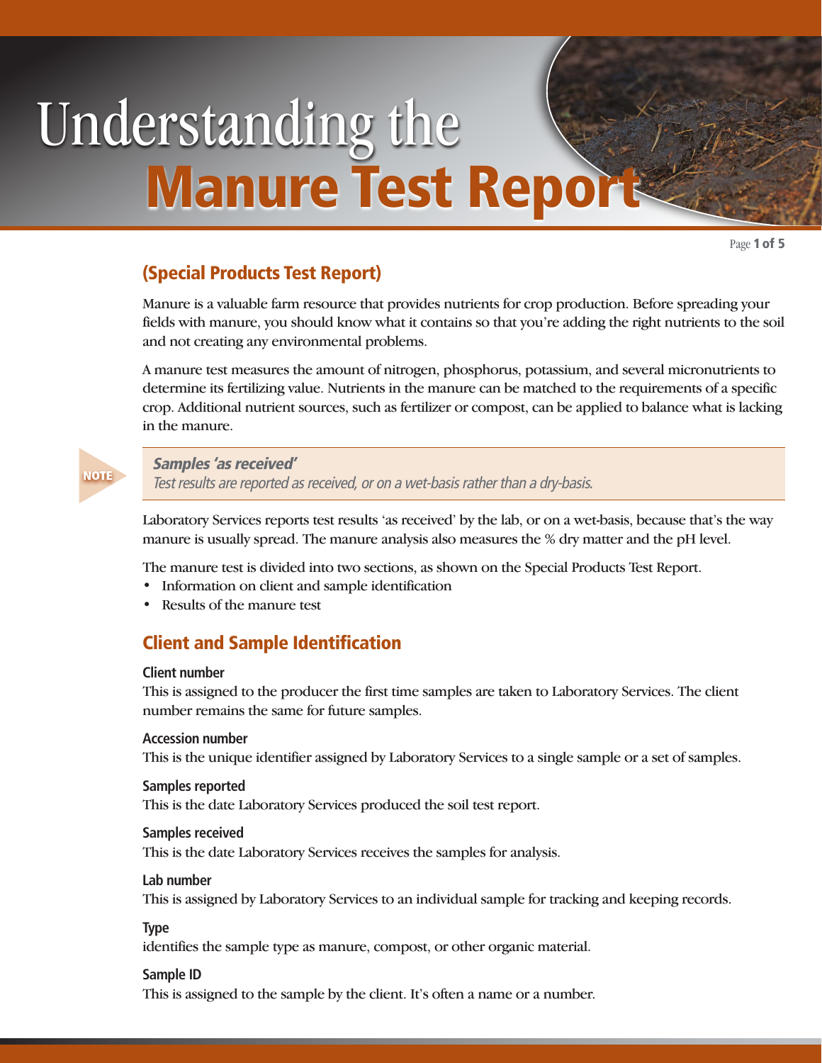# Understanding the Manure Test Report

## (Special Products Test Report)

Manure is a valuable farm resource that provides nutrients for crop production. Before spreading your fields with manure, you should know what it contains so that you're adding the right nutrients to the soil and not creating any environmental problems.

A manure test measures the amount of nitrogen, phosphorus, potassium, and several micronutrients to determine its fertilizing value. Nutrients in the manure can be matched to the requirements of a specific crop. Additional nutrient sources, such as fertilizer or compost, can be applied to balance what is lacking in the manure.

> **NOTE**
>
> ***Samples 'as received'***
>
> *Test results are reported as received, or on a wet-basis rather than a dry-basis.*

Laboratory Services reports test results 'as received' by the lab, or on a wet-basis, because that's the way manure is usually spread. The manure analysis also measures the % dry matter and the pH level.

The manure test is divided into two sections, as shown on the Special Products Test Report.

- Information on client and sample identification
- Results of the manure test

## Client and Sample Identification

**Client number**
This is assigned to the producer the first time samples are taken to Laboratory Services. The client number remains the same for future samples.

**Accession number**
This is the unique identifier assigned by Laboratory Services to a single sample or a set of samples.

**Samples reported**
This is the date Laboratory Services produced the soil test report.

**Samples received**
This is the date Laboratory Services receives the samples for analysis.

**Lab number**
This is assigned by Laboratory Services to an individual sample for tracking and keeping records.

**Type**
identifies the sample type as manure, compost, or other organic material.

**Sample ID**
This is assigned to the sample by the client. It's often a name or a number.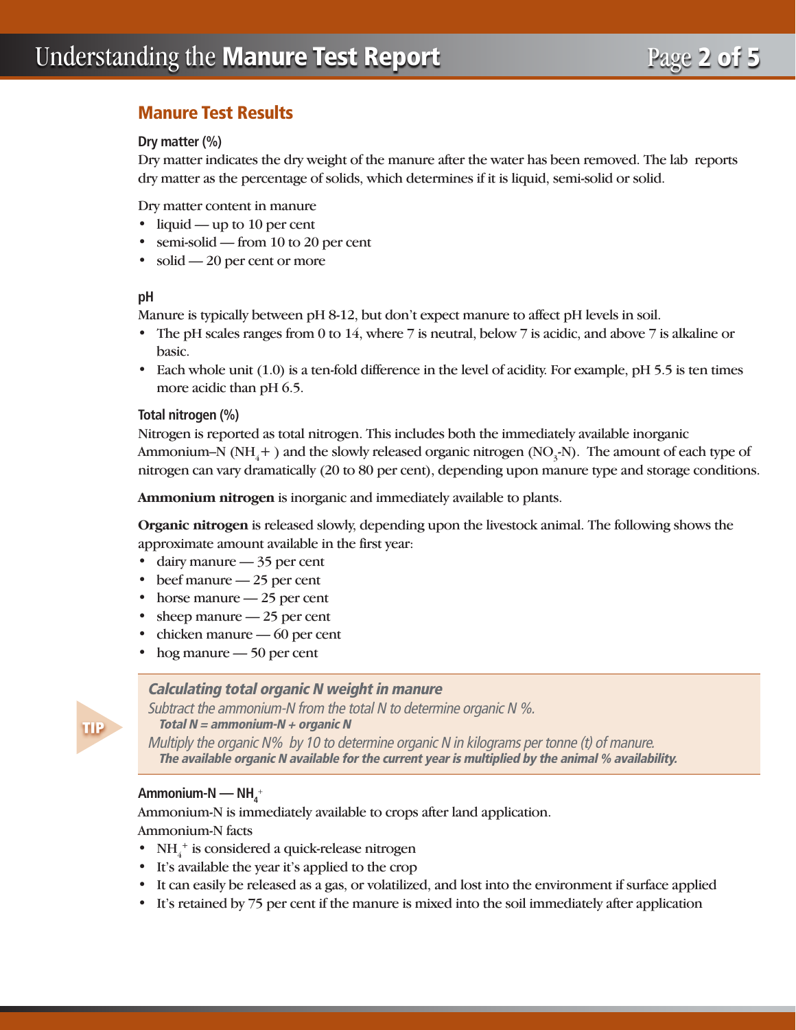## Manure Test Results

### Dry matter (%)

Dry matter indicates the dry weight of the manure after the water has been removed. The lab reports dry matter as the percentage of solids, which determines if it is liquid, semi-solid or solid.

Dry matter content in manure

- liquid — up to 10 per cent
- semi-solid — from 10 to 20 per cent
- solid — 20 per cent or more

### pH

Manure is typically between pH 8-12, but don't expect manure to affect pH levels in soil.

- The pH scales ranges from 0 to 14, where 7 is neutral, below 7 is acidic, and above 7 is alkaline or basic.
- Each whole unit (1.0) is a ten-fold difference in the level of acidity. For example, pH 5.5 is ten times more acidic than pH 6.5.

### Total nitrogen (%)

Nitrogen is reported as total nitrogen. This includes both the immediately available inorganic Ammonium–N ($NH_4$+ ) and the slowly released organic nitrogen ($NO_3$-N). The amount of each type of nitrogen can vary dramatically (20 to 80 per cent), depending upon manure type and storage conditions.

**Ammonium nitrogen** is inorganic and immediately available to plants.

**Organic nitrogen** is released slowly, depending upon the livestock animal. The following shows the approximate amount available in the first year:

- dairy manure — 35 per cent
- beef manure — 25 per cent
- horse manure — 25 per cent
- sheep manure — 25 per cent
- chicken manure — 60 per cent
- hog manure — 50 per cent

> **TIP**
>
> ***Calculating total organic N weight in manure***
>
> *Subtract the ammonium-N from the total N to determine organic N %.*
>
> ***Total N = ammonium-N + organic N***
>
> *Multiply the organic N% by 10 to determine organic N in kilograms per tonne (t) of manure.*
>
> ***The available organic N available for the current year is multiplied by the animal % availability.***

### Ammonium-N — $NH_4^+$

Ammonium-N is immediately available to crops after land application.

Ammonium-N facts

- $NH_4^+$ is considered a quick-release nitrogen
- It's available the year it's applied to the crop
- It can easily be released as a gas, or volatilized, and lost into the environment if surface applied
- It's retained by 75 per cent if the manure is mixed into the soil immediately after application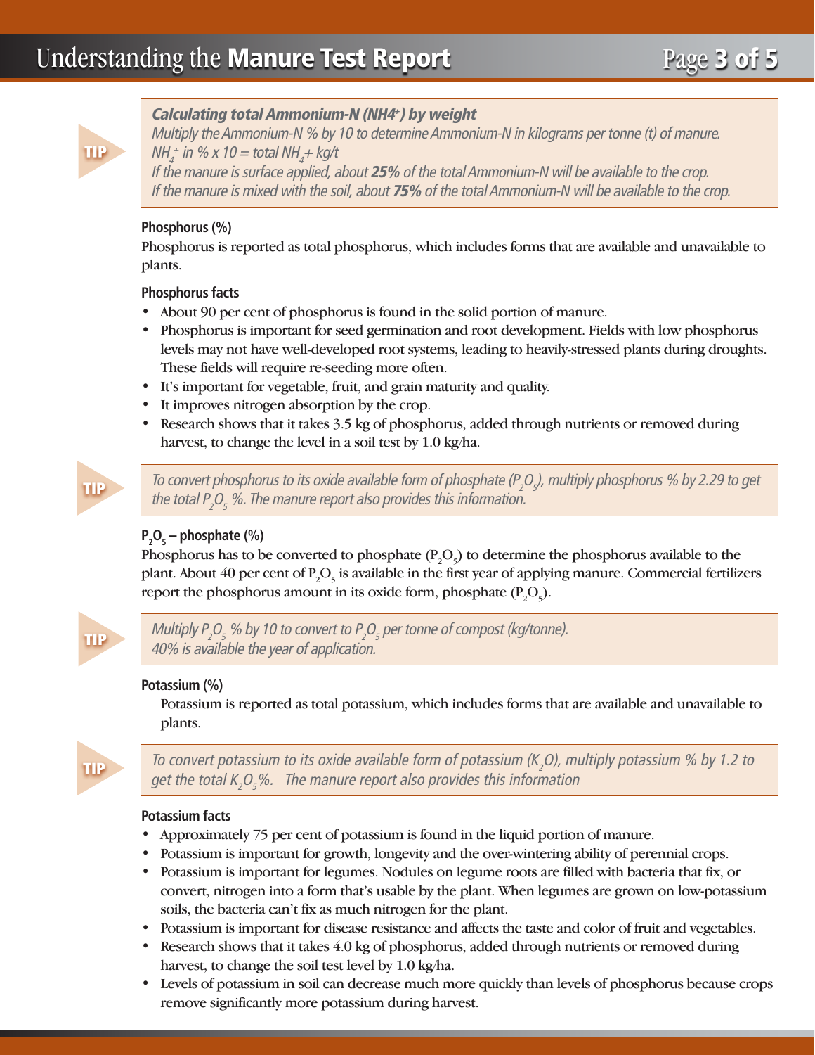**TIP**

***Calculating total Ammonium-N (NH4+) by weight***

*Multiply the Ammonium-N % by 10 to determine Ammonium-N in kilograms per tonne (t) of manure.*

*$NH_4^+$ in % x 10 = total $NH_4$+ kg/t*

*If the manure is surface applied, about **25%** of the total Ammonium-N will be available to the crop.*

*If the manure is mixed with the soil, about **75%** of the total Ammonium-N will be available to the crop.*

**Phosphorus (%)**

Phosphorus is reported as total phosphorus, which includes forms that are available and unavailable to plants.

**Phosphorus facts**

- About 90 per cent of phosphorus is found in the solid portion of manure.
- Phosphorus is important for seed germination and root development. Fields with low phosphorus levels may not have well-developed root systems, leading to heavily-stressed plants during droughts. These fields will require re-seeding more often.
- It's important for vegetable, fruit, and grain maturity and quality.
- It improves nitrogen absorption by the crop.
- Research shows that it takes 3.5 kg of phosphorus, added through nutrients or removed during harvest, to change the level in a soil test by 1.0 kg/ha.

**TIP**

*To convert phosphorus to its oxide available form of phosphate ($P_2O_5$), multiply phosphorus % by 2.29 to get the total $P_2O_5$ %. The manure report also provides this information.*

**$P_2O_5$ – phosphate (%)**

Phosphorus has to be converted to phosphate ($P_2O_5$) to determine the phosphorus available to the plant. About 40 per cent of $P_2O_5$ is available in the first year of applying manure. Commercial fertilizers report the phosphorus amount in its oxide form, phosphate ($P_2O_5$).

**TIP**

*Multiply $P_2O_5$ % by 10 to convert to $P_2O_5$ per tonne of compost (kg/tonne).*

*40% is available the year of application.*

**Potassium (%)**

Potassium is reported as total potassium, which includes forms that are available and unavailable to plants.

**TIP**

*To convert potassium to its oxide available form of potassium ($K_2O$), multiply potassium % by 1.2 to get the total $K_2O_5$%. The manure report also provides this information*

**Potassium facts**

- Approximately 75 per cent of potassium is found in the liquid portion of manure.
- Potassium is important for growth, longevity and the over-wintering ability of perennial crops.
- Potassium is important for legumes. Nodules on legume roots are filled with bacteria that fix, or convert, nitrogen into a form that's usable by the plant. When legumes are grown on low-potassium soils, the bacteria can't fix as much nitrogen for the plant.
- Potassium is important for disease resistance and affects the taste and color of fruit and vegetables.
- Research shows that it takes 4.0 kg of phosphorus, added through nutrients or removed during harvest, to change the soil test level by 1.0 kg/ha.
- Levels of potassium in soil can decrease much more quickly than levels of phosphorus because crops remove significantly more potassium during harvest.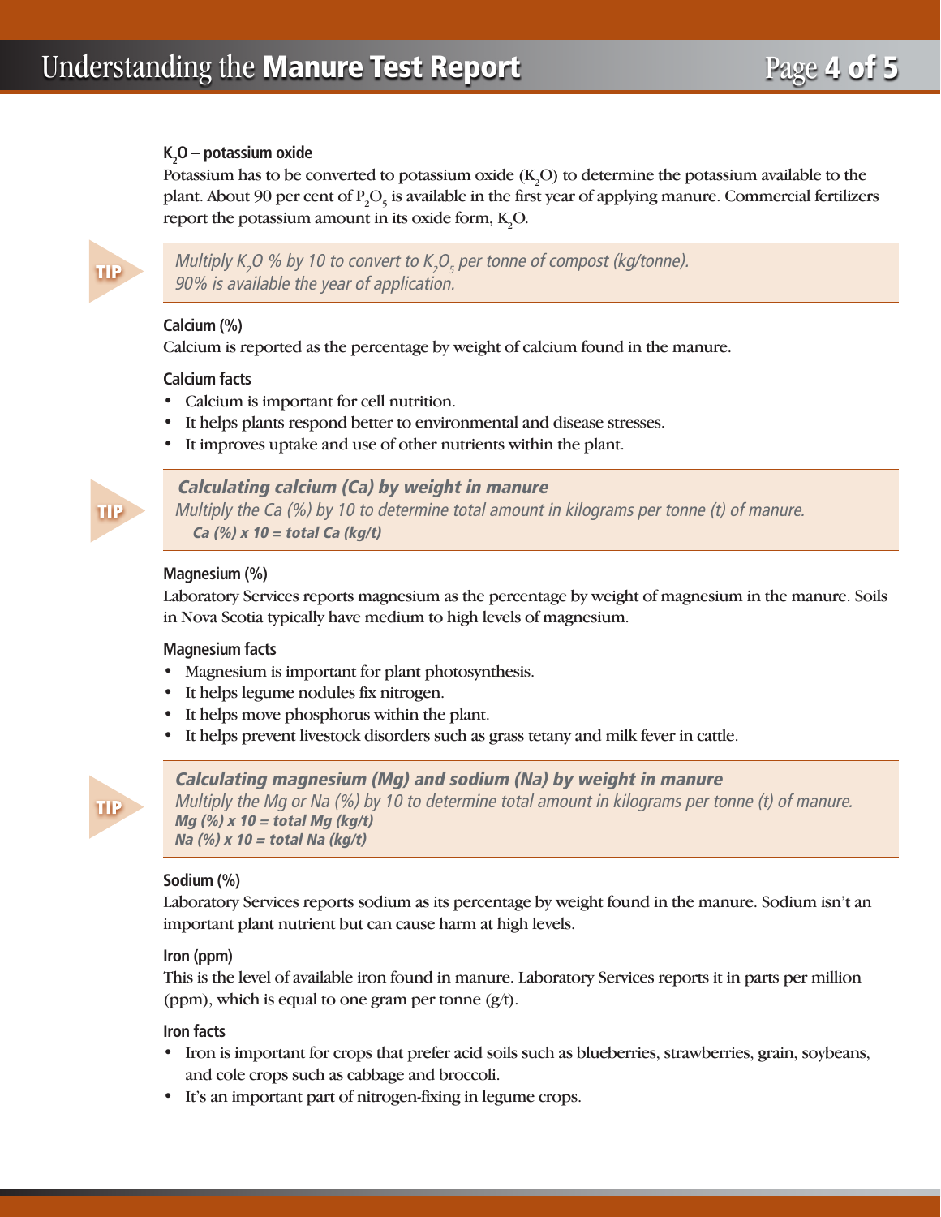### $K_2O$ – potassium oxide

Potassium has to be converted to potassium oxide ($K_2O$) to determine the potassium available to the plant. About 90 per cent of $P_2O_5$ is available in the first year of applying manure. Commercial fertilizers report the potassium amount in its oxide form, $K_2O$.

> **TIP**
>
> *Multiply $K_2O$ % by 10 to convert to $K_2O_5$ per tonne of compost (kg/tonne). 90% is available the year of application.*

### Calcium (%)

Calcium is reported as the percentage by weight of calcium found in the manure.

#### Calcium facts

- Calcium is important for cell nutrition.
- It helps plants respond better to environmental and disease stresses.
- It improves uptake and use of other nutrients within the plant.

> **TIP**
>
> ***Calculating calcium (Ca) by weight in manure***
>
> *Multiply the Ca (%) by 10 to determine total amount in kilograms per tonne (t) of manure.*
>
> ***Ca (%) x 10 = total Ca (kg/t)***

### Magnesium (%)

Laboratory Services reports magnesium as the percentage by weight of magnesium in the manure. Soils in Nova Scotia typically have medium to high levels of magnesium.

#### Magnesium facts

- Magnesium is important for plant photosynthesis.
- It helps legume nodules fix nitrogen.
- It helps move phosphorus within the plant.
- It helps prevent livestock disorders such as grass tetany and milk fever in cattle.

> **TIP**
>
> ***Calculating magnesium (Mg) and sodium (Na) by weight in manure***
>
> *Multiply the Mg or Na (%) by 10 to determine total amount in kilograms per tonne (t) of manure.*
>
> ***Mg (%) x 10 = total Mg (kg/t)***
>
> ***Na (%) x 10 = total Na (kg/t)***

### Sodium (%)

Laboratory Services reports sodium as its percentage by weight found in the manure. Sodium isn't an important plant nutrient but can cause harm at high levels.

### Iron (ppm)

This is the level of available iron found in manure. Laboratory Services reports it in parts per million (ppm), which is equal to one gram per tonne (g/t).

#### Iron facts

- Iron is important for crops that prefer acid soils such as blueberries, strawberries, grain, soybeans, and cole crops such as cabbage and broccoli.
- It's an important part of nitrogen-fixing in legume crops.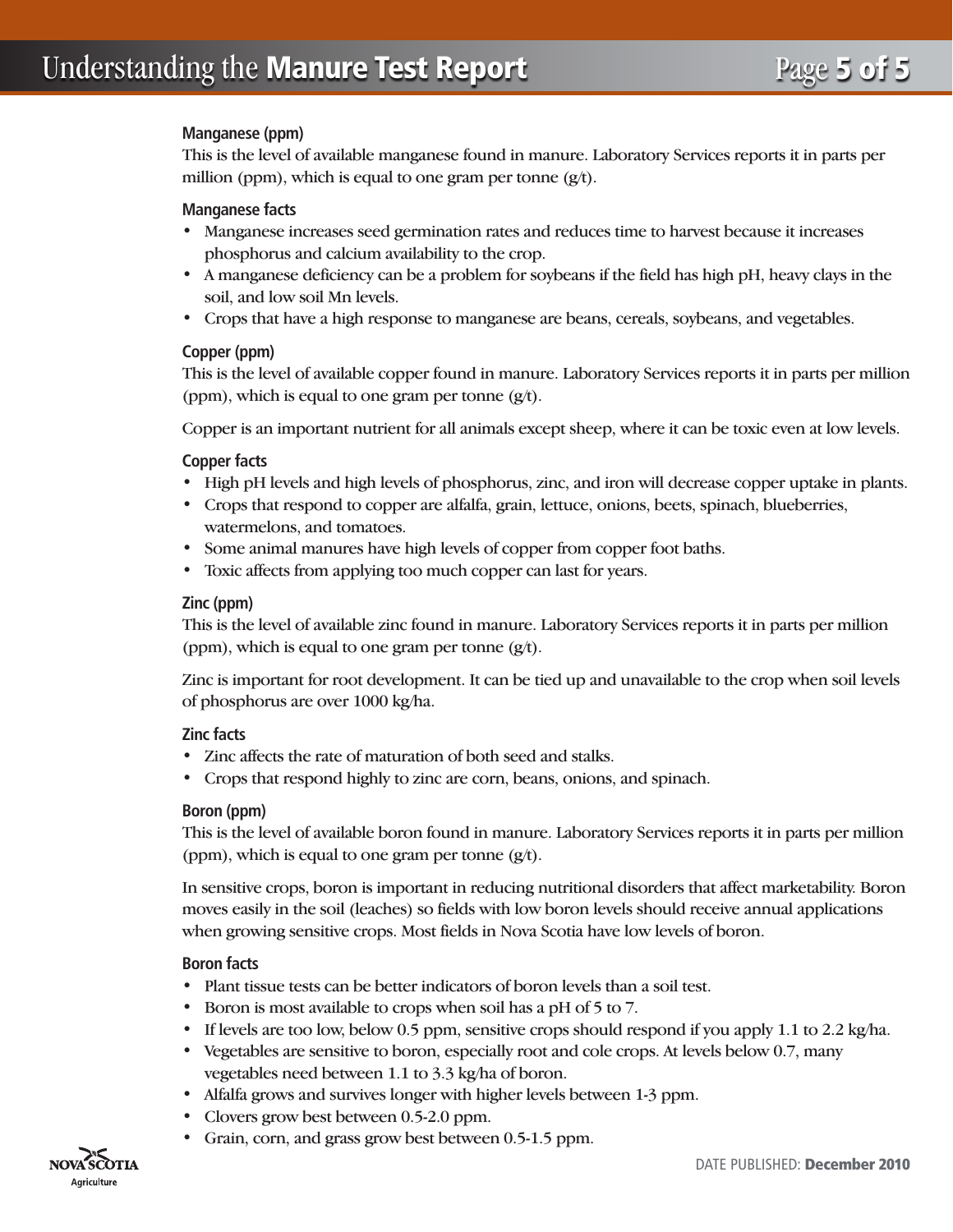### Manganese (ppm)

This is the level of available manganese found in manure. Laboratory Services reports it in parts per million (ppm), which is equal to one gram per tonne (g/t).

#### Manganese facts

- Manganese increases seed germination rates and reduces time to harvest because it increases phosphorus and calcium availability to the crop.
- A manganese deficiency can be a problem for soybeans if the field has high pH, heavy clays in the soil, and low soil Mn levels.
- Crops that have a high response to manganese are beans, cereals, soybeans, and vegetables.

### Copper (ppm)

This is the level of available copper found in manure. Laboratory Services reports it in parts per million (ppm), which is equal to one gram per tonne (g/t).

Copper is an important nutrient for all animals except sheep, where it can be toxic even at low levels.

#### Copper facts

- High pH levels and high levels of phosphorus, zinc, and iron will decrease copper uptake in plants.
- Crops that respond to copper are alfalfa, grain, lettuce, onions, beets, spinach, blueberries, watermelons, and tomatoes.
- Some animal manures have high levels of copper from copper foot baths.
- Toxic affects from applying too much copper can last for years.

### Zinc (ppm)

This is the level of available zinc found in manure. Laboratory Services reports it in parts per million (ppm), which is equal to one gram per tonne (g/t).

Zinc is important for root development. It can be tied up and unavailable to the crop when soil levels of phosphorus are over 1000 kg/ha.

#### Zinc facts

- Zinc affects the rate of maturation of both seed and stalks.
- Crops that respond highly to zinc are corn, beans, onions, and spinach.

### Boron (ppm)

This is the level of available boron found in manure. Laboratory Services reports it in parts per million (ppm), which is equal to one gram per tonne (g/t).

In sensitive crops, boron is important in reducing nutritional disorders that affect marketability. Boron moves easily in the soil (leaches) so fields with low boron levels should receive annual applications when growing sensitive crops. Most fields in Nova Scotia have low levels of boron.

#### Boron facts

- Plant tissue tests can be better indicators of boron levels than a soil test.
- Boron is most available to crops when soil has a pH of 5 to 7.
- If levels are too low, below 0.5 ppm, sensitive crops should respond if you apply 1.1 to 2.2 kg/ha.
- Vegetables are sensitive to boron, especially root and cole crops. At levels below 0.7, many vegetables need between 1.1 to 3.3 kg/ha of boron.
- Alfalfa grows and survives longer with higher levels between 1-3 ppm.
- Clovers grow best between 0.5-2.0 ppm.
- Grain, corn, and grass grow best between 0.5-1.5 ppm.

DATE PUBLISHED: **December 2010**